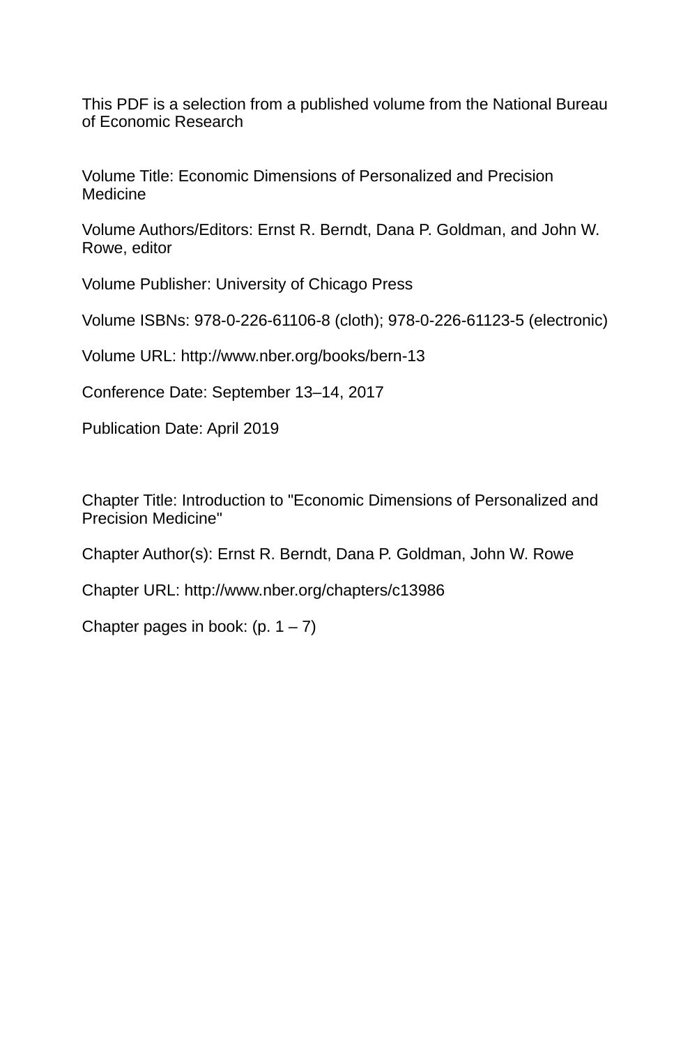This PDF is a selection from a published volume from the National Bureau of Economic Research

Volume Title: Economic Dimensions of Personalized and Precision Medicine

Volume Authors/Editors: Ernst R. Berndt, Dana P. Goldman, and John W. Rowe, editor

Volume Publisher: University of Chicago Press

Volume ISBNs: 978-0-226-61106-8 (cloth); 978-0-226-61123-5 (electronic)

Volume URL: http://www.nber.org/books/bern-13

Conference Date: September 13–14, 2017

Publication Date: April 2019

Chapter Title: Introduction to "Economic Dimensions of Personalized and Precision Medicine"

Chapter Author(s): Ernst R. Berndt, Dana P. Goldman, John W. Rowe

Chapter URL: http://www.nber.org/chapters/c13986

Chapter pages in book: (p. 1 – 7)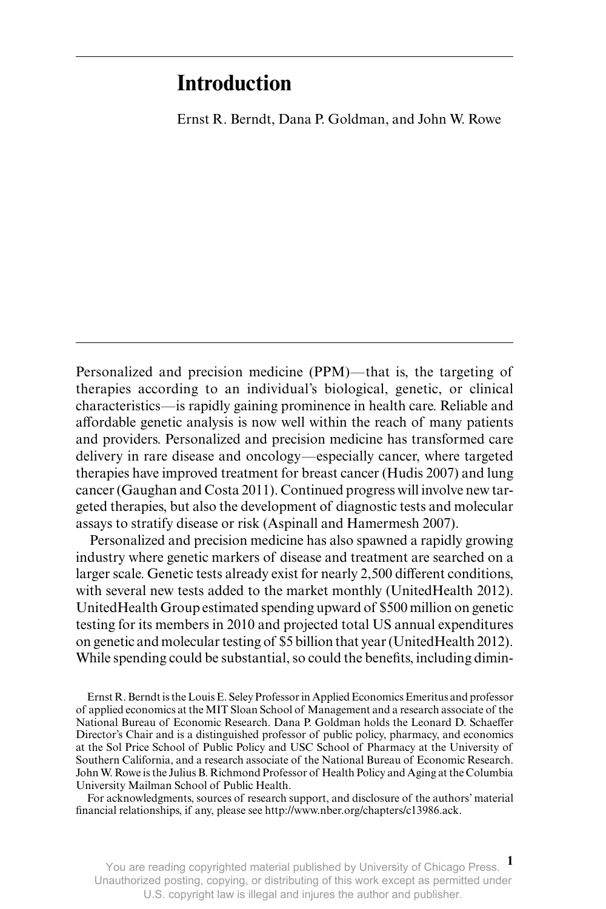# Introduction

Ernst R. Berndt, Dana P. Goldman, and John W. Rowe

Personalized and precision medicine (PPM)—that is, the targeting of therapies according to an individual's biological, genetic, or clinical characteristics—is rapidly gaining prominence in health care. Reliable and affordable genetic analysis is now well within the reach of many patients and providers. Personalized and precision medicine has transformed care delivery in rare disease and oncology—especially cancer, where targeted therapies have improved treatment for breast cancer (Hudis 2007) and lung cancer (Gaughan and Costa 2011). Continued progress will involve new targeted therapies, but also the development of diagnostic tests and molecular assays to stratify disease or risk (Aspinall and Hamermesh 2007).

Personalized and precision medicine has also spawned a rapidly growing industry where genetic markers of disease and treatment are searched on a larger scale. Genetic tests already exist for nearly 2,500 different conditions, with several new tests added to the market monthly (UnitedHealth 2012). UnitedHealth Group estimated spending upward of $500 million on genetic testing for its members in 2010 and projected total US annual expenditures on genetic and molecular testing of $5 billion that year (UnitedHealth 2012). While spending could be substantial, so could the benefits, including dimin-

Ernst R. Berndt is the Louis E. Seley Professor in Applied Economics Emeritus and professor of applied economics at the MIT Sloan School of Management and a research associate of the National Bureau of Economic Research. Dana P. Goldman holds the Leonard D. Schaeffer Director's Chair and is a distinguished professor of public policy, pharmacy, and economics at the Sol Price School of Public Policy and USC School of Pharmacy at the University of Southern California, and a research associate of the National Bureau of Economic Research. John W. Rowe is the Julius B. Richmond Professor of Health Policy and Aging at the Columbia University Mailman School of Public Health.

For acknowledgments, sources of research support, and disclosure of the authors' material financial relationships, if any, please see http://www.nber.org/chapters/c13986.ack.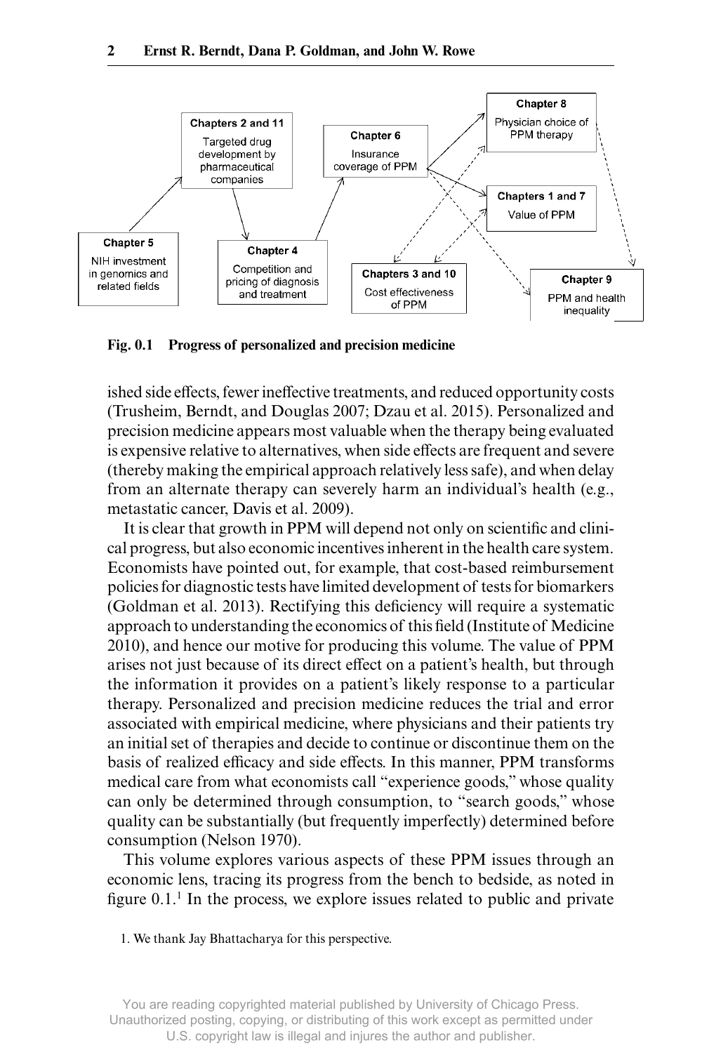**Fig. 0.1 Progress of personalized and precision medicine**

ished side effects, fewer ineffective treatments, and reduced opportunity costs (Trusheim, Berndt, and Douglas 2007; Dzau et al. 2015). Personalized and precision medicine appears most valuable when the therapy being evaluated is expensive relative to alternatives, when side effects are frequent and severe (thereby making the empirical approach relatively less safe), and when delay from an alternate therapy can severely harm an individual's health (e.g., metastatic cancer, Davis et al. 2009).

It is clear that growth in PPM will depend not only on scientific and clinical progress, but also economic incentives inherent in the health care system. Economists have pointed out, for example, that cost-based reimbursement policies for diagnostic tests have limited development of tests for biomarkers (Goldman et al. 2013). Rectifying this deficiency will require a systematic approach to understanding the economics of this field (Institute of Medicine 2010), and hence our motive for producing this volume. The value of PPM arises not just because of its direct effect on a patient's health, but through the information it provides on a patient's likely response to a particular therapy. Personalized and precision medicine reduces the trial and error associated with empirical medicine, where physicians and their patients try an initial set of therapies and decide to continue or discontinue them on the basis of realized efficacy and side effects. In this manner, PPM transforms medical care from what economists call "experience goods," whose quality can only be determined through consumption, to "search goods," whose quality can be substantially (but frequently imperfectly) determined before consumption (Nelson 1970).

This volume explores various aspects of these PPM issues through an economic lens, tracing its progress from the bench to bedside, as noted in figure 0.1.[1] In the process, we explore issues related to public and private

1. We thank Jay Bhattacharya for this perspective.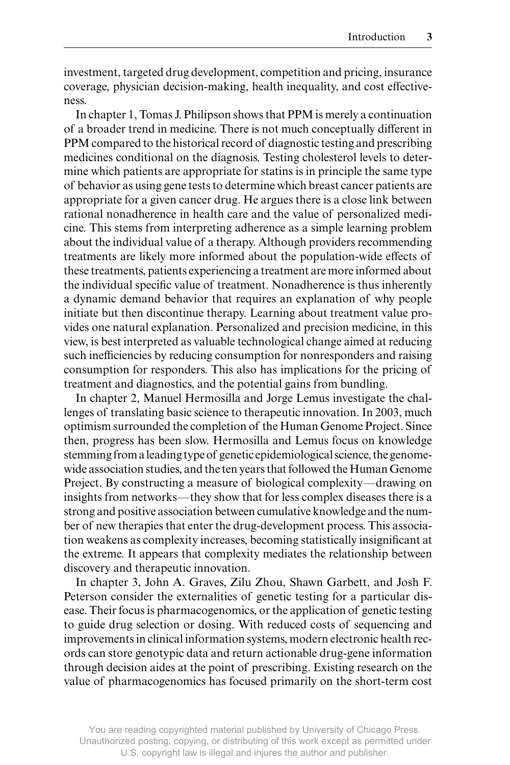investment, targeted drug development, competition and pricing, insurance coverage, physician decision-making, health inequality, and cost effectiveness.

In chapter 1, Tomas J. Philipson shows that PPM is merely a continuation of a broader trend in medicine. There is not much conceptually different in PPM compared to the historical record of diagnostic testing and prescribing medicines conditional on the diagnosis. Testing cholesterol levels to determine which patients are appropriate for statins is in principle the same type of behavior as using gene tests to determine which breast cancer patients are appropriate for a given cancer drug. He argues there is a close link between rational nonadherence in health care and the value of personalized medicine. This stems from interpreting adherence as a simple learning problem about the individual value of a therapy. Although providers recommending treatments are likely more informed about the population-wide effects of these treatments, patients experiencing a treatment are more informed about the individual specific value of treatment. Nonadherence is thus inherently a dynamic demand behavior that requires an explanation of why people initiate but then discontinue therapy. Learning about treatment value provides one natural explanation. Personalized and precision medicine, in this view, is best interpreted as valuable technological change aimed at reducing such inefficiencies by reducing consumption for nonresponders and raising consumption for responders. This also has implications for the pricing of treatment and diagnostics, and the potential gains from bundling.

In chapter 2, Manuel Hermosilla and Jorge Lemus investigate the challenges of translating basic science to therapeutic innovation. In 2003, much optimism surrounded the completion of the Human Genome Project. Since then, progress has been slow. Hermosilla and Lemus focus on knowledge stemming from a leading type of genetic epidemiological science, the genome-wide association studies, and the ten years that followed the Human Genome Project. By constructing a measure of biological complexity—drawing on insights from networks—they show that for less complex diseases there is a strong and positive association between cumulative knowledge and the number of new therapies that enter the drug-development process. This association weakens as complexity increases, becoming statistically insignificant at the extreme. It appears that complexity mediates the relationship between discovery and therapeutic innovation.

In chapter 3, John A. Graves, Zilu Zhou, Shawn Garbett, and Josh F. Peterson consider the externalities of genetic testing for a particular disease. Their focus is pharmacogenomics, or the application of genetic testing to guide drug selection or dosing. With reduced costs of sequencing and improvements in clinical information systems, modern electronic health records can store genotypic data and return actionable drug-gene information through decision aides at the point of prescribing. Existing research on the value of pharmacogenomics has focused primarily on the short-term cost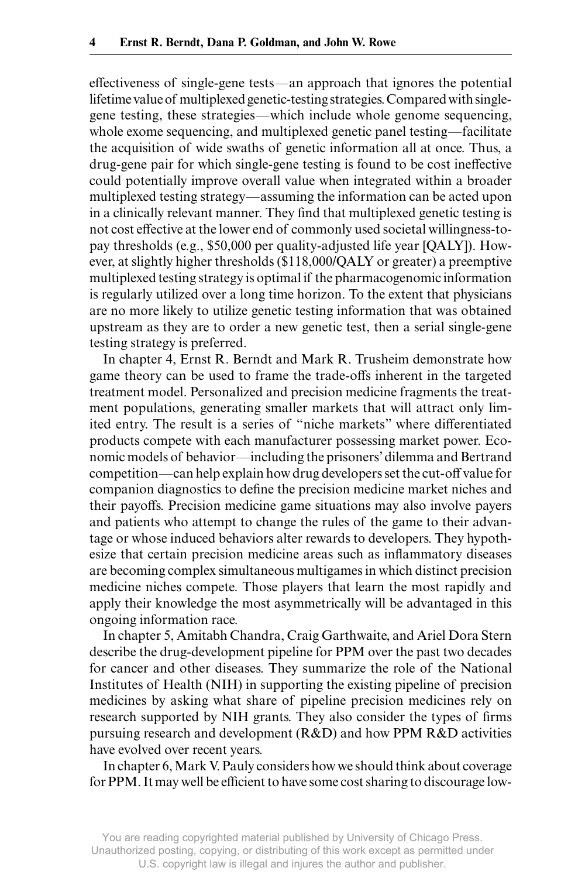effectiveness of single-gene tests—an approach that ignores the potential lifetime value of multiplexed genetic-testing strategies. Compared with single-gene testing, these strategies—which include whole genome sequencing, whole exome sequencing, and multiplexed genetic panel testing—facilitate the acquisition of wide swaths of genetic information all at once. Thus, a drug-gene pair for which single-gene testing is found to be cost ineffective could potentially improve overall value when integrated within a broader multiplexed testing strategy—assuming the information can be acted upon in a clinically relevant manner. They find that multiplexed genetic testing is not cost effective at the lower end of commonly used societal willingness-to-pay thresholds (e.g., \$50,000 per quality-adjusted life year [QALY]). However, at slightly higher thresholds (\$118,000/QALY or greater) a preemptive multiplexed testing strategy is optimal if the pharmacogenomic information is regularly utilized over a long time horizon. To the extent that physicians are no more likely to utilize genetic testing information that was obtained upstream as they are to order a new genetic test, then a serial single-gene testing strategy is preferred.

In chapter 4, Ernst R. Berndt and Mark R. Trusheim demonstrate how game theory can be used to frame the trade-offs inherent in the targeted treatment model. Personalized and precision medicine fragments the treatment populations, generating smaller markets that will attract only limited entry. The result is a series of "niche markets" where differentiated products compete with each manufacturer possessing market power. Economic models of behavior—including the prisoners' dilemma and Bertrand competition—can help explain how drug developers set the cut-off value for companion diagnostics to define the precision medicine market niches and their payoffs. Precision medicine game situations may also involve payers and patients who attempt to change the rules of the game to their advantage or whose induced behaviors alter rewards to developers. They hypothesize that certain precision medicine areas such as inflammatory diseases are becoming complex simultaneous multigames in which distinct precision medicine niches compete. Those players that learn the most rapidly and apply their knowledge the most asymmetrically will be advantaged in this ongoing information race.

In chapter 5, Amitabh Chandra, Craig Garthwaite, and Ariel Dora Stern describe the drug-development pipeline for PPM over the past two decades for cancer and other diseases. They summarize the role of the National Institutes of Health (NIH) in supporting the existing pipeline of precision medicines by asking what share of pipeline precision medicines rely on research supported by NIH grants. They also consider the types of firms pursuing research and development (R&D) and how PPM R&D activities have evolved over recent years.

In chapter 6, Mark V. Pauly considers how we should think about coverage for PPM. It may well be efficient to have some cost sharing to discourage low-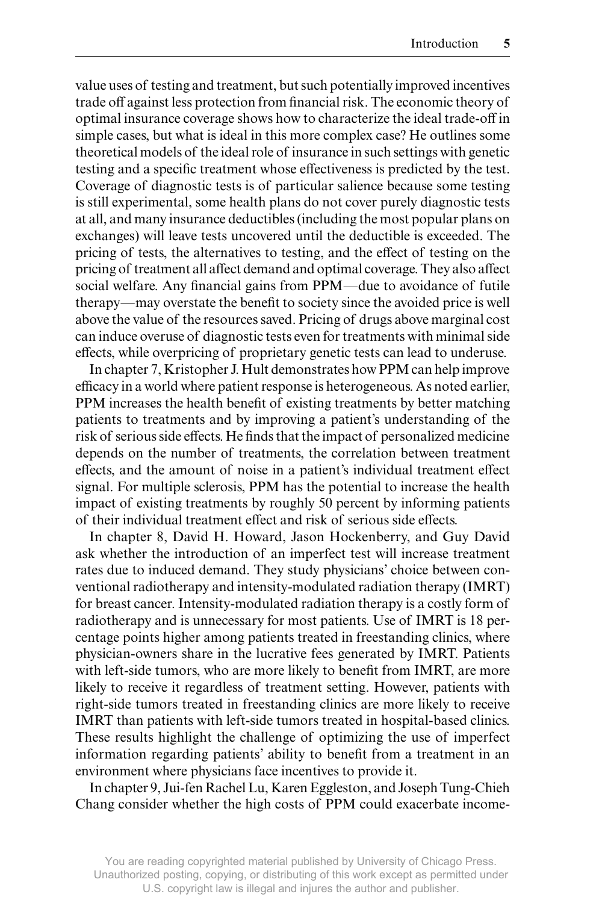value uses of testing and treatment, but such potentially improved incentives trade off against less protection from financial risk. The economic theory of optimal insurance coverage shows how to characterize the ideal trade-off in simple cases, but what is ideal in this more complex case? He outlines some theoretical models of the ideal role of insurance in such settings with genetic testing and a specific treatment whose effectiveness is predicted by the test. Coverage of diagnostic tests is of particular salience because some testing is still experimental, some health plans do not cover purely diagnostic tests at all, and many insurance deductibles (including the most popular plans on exchanges) will leave tests uncovered until the deductible is exceeded. The pricing of tests, the alternatives to testing, and the effect of testing on the pricing of treatment all affect demand and optimal coverage. They also affect social welfare. Any financial gains from PPM—due to avoidance of futile therapy—may overstate the benefit to society since the avoided price is well above the value of the resources saved. Pricing of drugs above marginal cost can induce overuse of diagnostic tests even for treatments with minimal side effects, while overpricing of proprietary genetic tests can lead to underuse.

In chapter 7, Kristopher J. Hult demonstrates how PPM can help improve efficacy in a world where patient response is heterogeneous. As noted earlier, PPM increases the health benefit of existing treatments by better matching patients to treatments and by improving a patient's understanding of the risk of serious side effects. He finds that the impact of personalized medicine depends on the number of treatments, the correlation between treatment effects, and the amount of noise in a patient's individual treatment effect signal. For multiple sclerosis, PPM has the potential to increase the health impact of existing treatments by roughly 50 percent by informing patients of their individual treatment effect and risk of serious side effects.

In chapter 8, David H. Howard, Jason Hockenberry, and Guy David ask whether the introduction of an imperfect test will increase treatment rates due to induced demand. They study physicians' choice between conventional radiotherapy and intensity-modulated radiation therapy (IMRT) for breast cancer. Intensity-modulated radiation therapy is a costly form of radiotherapy and is unnecessary for most patients. Use of IMRT is 18 percentage points higher among patients treated in freestanding clinics, where physician-owners share in the lucrative fees generated by IMRT. Patients with left-side tumors, who are more likely to benefit from IMRT, are more likely to receive it regardless of treatment setting. However, patients with right-side tumors treated in freestanding clinics are more likely to receive IMRT than patients with left-side tumors treated in hospital-based clinics. These results highlight the challenge of optimizing the use of imperfect information regarding patients' ability to benefit from a treatment in an environment where physicians face incentives to provide it.

In chapter 9, Jui-fen Rachel Lu, Karen Eggleston, and Joseph Tung-Chieh Chang consider whether the high costs of PPM could exacerbate income-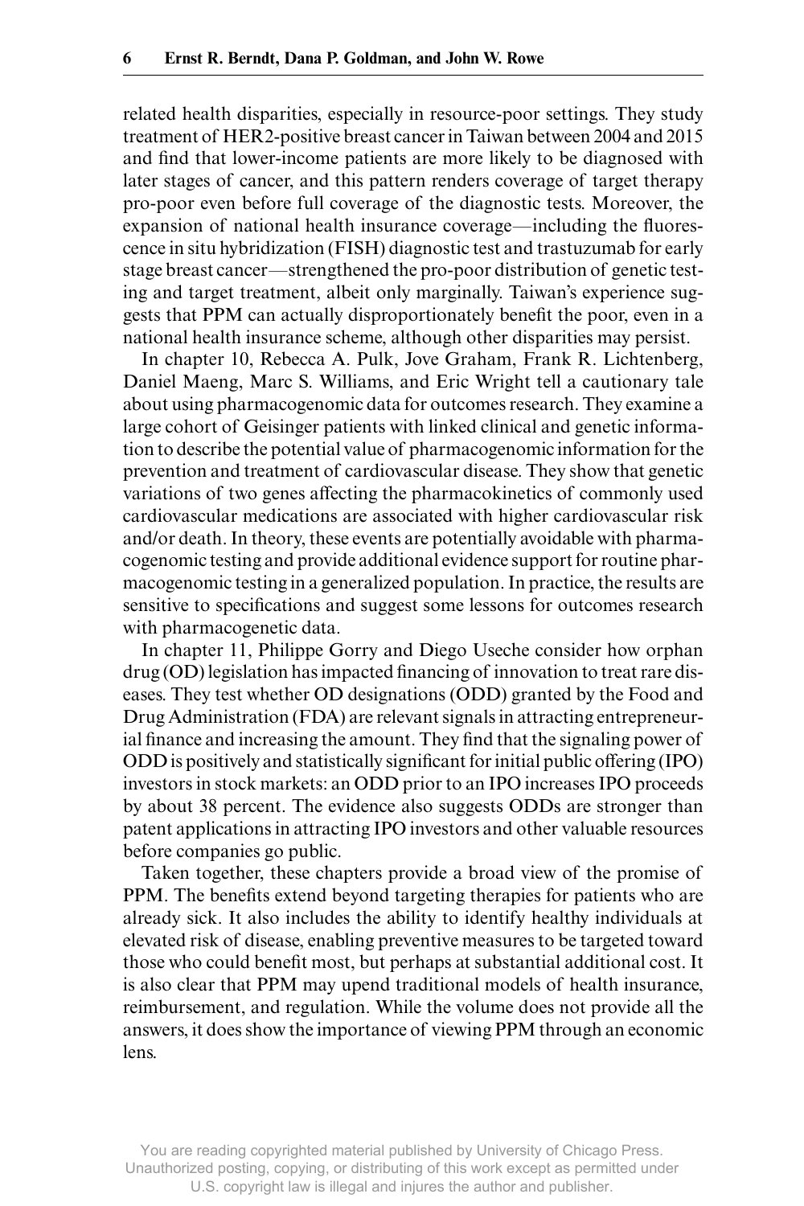related health disparities, especially in resource-poor settings. They study treatment of HER2-positive breast cancer in Taiwan between 2004 and 2015 and find that lower-income patients are more likely to be diagnosed with later stages of cancer, and this pattern renders coverage of target therapy pro-poor even before full coverage of the diagnostic tests. Moreover, the expansion of national health insurance coverage—including the fluorescence in situ hybridization (FISH) diagnostic test and trastuzumab for early stage breast cancer—strengthened the pro-poor distribution of genetic testing and target treatment, albeit only marginally. Taiwan's experience suggests that PPM can actually disproportionately benefit the poor, even in a national health insurance scheme, although other disparities may persist.

In chapter 10, Rebecca A. Pulk, Jove Graham, Frank R. Lichtenberg, Daniel Maeng, Marc S. Williams, and Eric Wright tell a cautionary tale about using pharmacogenomic data for outcomes research. They examine a large cohort of Geisinger patients with linked clinical and genetic information to describe the potential value of pharmacogenomic information for the prevention and treatment of cardiovascular disease. They show that genetic variations of two genes affecting the pharmacokinetics of commonly used cardiovascular medications are associated with higher cardiovascular risk and/or death. In theory, these events are potentially avoidable with pharmacogenomic testing and provide additional evidence support for routine pharmacogenomic testing in a generalized population. In practice, the results are sensitive to specifications and suggest some lessons for outcomes research with pharmacogenetic data.

In chapter 11, Philippe Gorry and Diego Useche consider how orphan drug (OD) legislation has impacted financing of innovation to treat rare diseases. They test whether OD designations (ODD) granted by the Food and Drug Administration (FDA) are relevant signals in attracting entrepreneurial finance and increasing the amount. They find that the signaling power of ODD is positively and statistically significant for initial public offering (IPO) investors in stock markets: an ODD prior to an IPO increases IPO proceeds by about 38 percent. The evidence also suggests ODDs are stronger than patent applications in attracting IPO investors and other valuable resources before companies go public.

Taken together, these chapters provide a broad view of the promise of PPM. The benefits extend beyond targeting therapies for patients who are already sick. It also includes the ability to identify healthy individuals at elevated risk of disease, enabling preventive measures to be targeted toward those who could benefit most, but perhaps at substantial additional cost. It is also clear that PPM may upend traditional models of health insurance, reimbursement, and regulation. While the volume does not provide all the answers, it does show the importance of viewing PPM through an economic lens.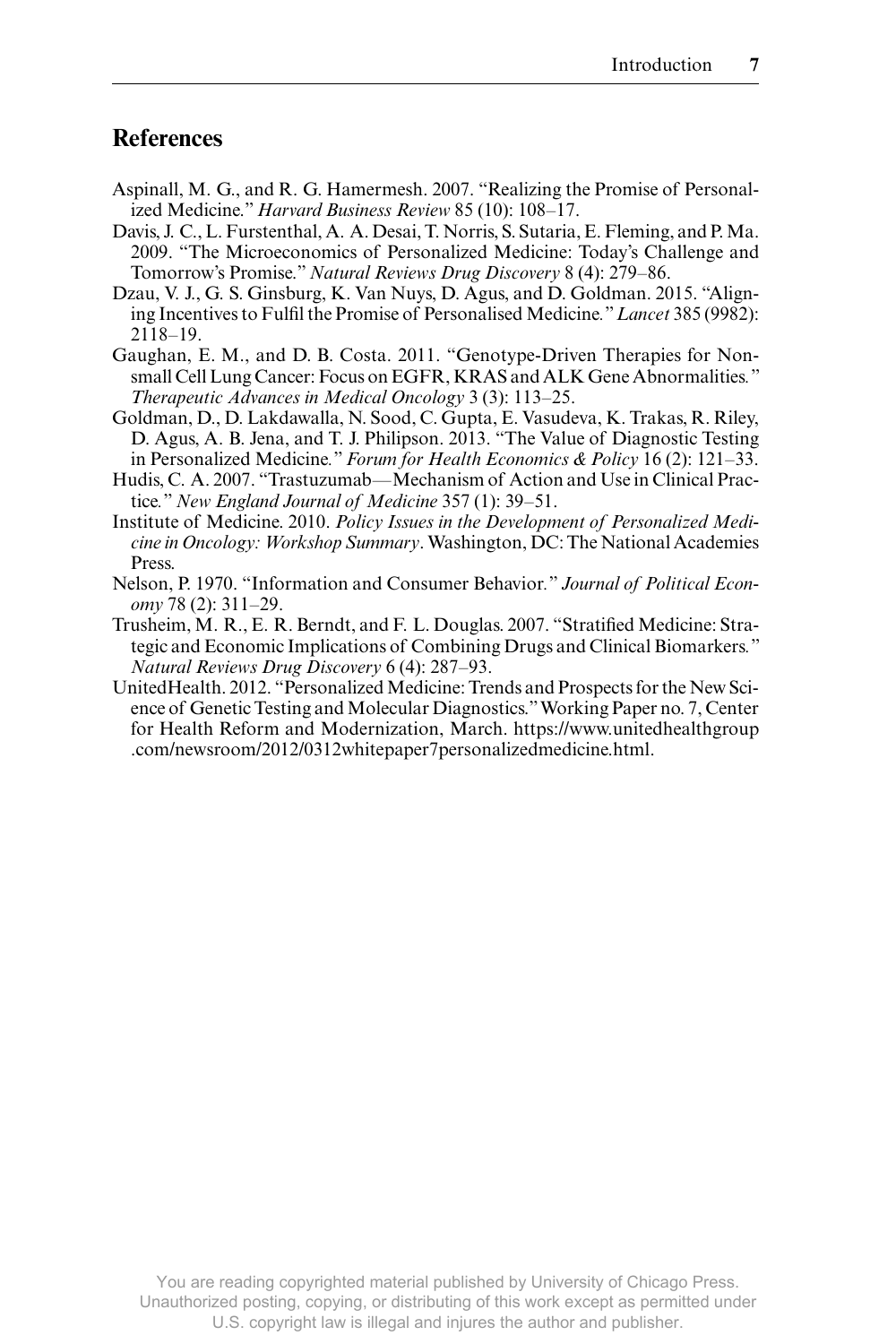## References

Aspinall, M. G., and R. G. Hamermesh. 2007. "Realizing the Promise of Personalized Medicine." *Harvard Business Review* 85 (10): 108–17.

Davis, J. C., L. Furstenthal, A. A. Desai, T. Norris, S. Sutaria, E. Fleming, and P. Ma. 2009. "The Microeconomics of Personalized Medicine: Today's Challenge and Tomorrow's Promise." *Natural Reviews Drug Discovery* 8 (4): 279–86.

Dzau, V. J., G. S. Ginsburg, K. Van Nuys, D. Agus, and D. Goldman. 2015. "Aligning Incentives to Fulfil the Promise of Personalised Medicine." *Lancet* 385 (9982): 2118–19.

Gaughan, E. M., and D. B. Costa. 2011. "Genotype-Driven Therapies for Non-small Cell Lung Cancer: Focus on EGFR, KRAS and ALK Gene Abnormalities." *Therapeutic Advances in Medical Oncology* 3 (3): 113–25.

Goldman, D., D. Lakdawalla, N. Sood, C. Gupta, E. Vasudeva, K. Trakas, R. Riley, D. Agus, A. B. Jena, and T. J. Philipson. 2013. "The Value of Diagnostic Testing in Personalized Medicine." *Forum for Health Economics & Policy* 16 (2): 121–33.

Hudis, C. A. 2007. "Trastuzumab—Mechanism of Action and Use in Clinical Practice." *New England Journal of Medicine* 357 (1): 39–51.

Institute of Medicine. 2010. *Policy Issues in the Development of Personalized Medicine in Oncology: Workshop Summary*. Washington, DC: The National Academies Press.

Nelson, P. 1970. "Information and Consumer Behavior." *Journal of Political Economy* 78 (2): 311–29.

Trusheim, M. R., E. R. Berndt, and F. L. Douglas. 2007. "Stratified Medicine: Strategic and Economic Implications of Combining Drugs and Clinical Biomarkers." *Natural Reviews Drug Discovery* 6 (4): 287–93.

UnitedHealth. 2012. "Personalized Medicine: Trends and Prospects for the New Science of Genetic Testing and Molecular Diagnostics." Working Paper no. 7, Center for Health Reform and Modernization, March. https://www.unitedhealthgroup.com/newsroom/2012/0312whitepaper7personalizedmedicine.html.